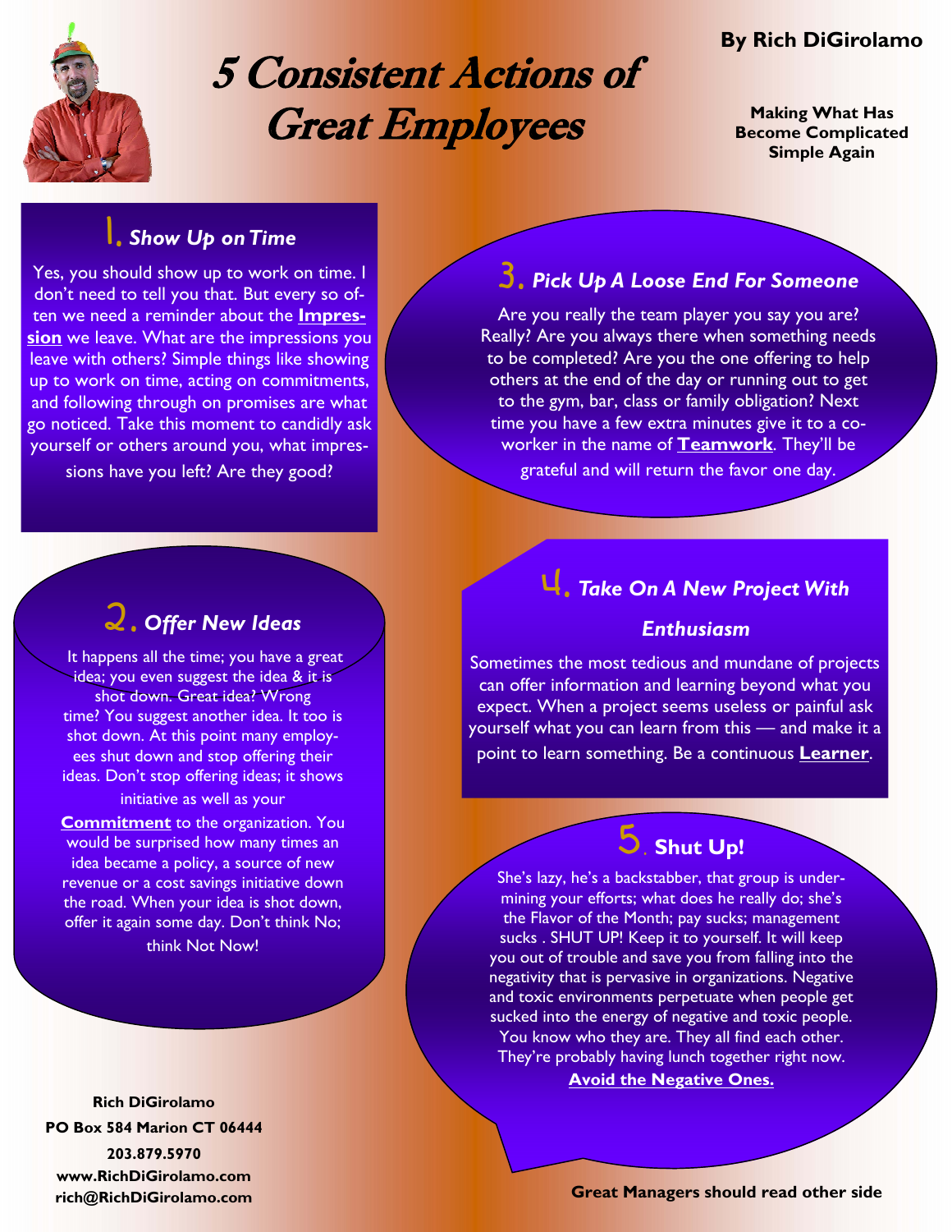By Rich DiGirolamo

# 5 Consistent Actions of Great Employees

**Making What Has Become Complicated Simple Again**

## 1. *Show Up on Time*

Yes, you should show up to work on time. I don't need to tell you that. But every so often we need a reminder about the **Impression** we leave. What are the impressions you leave with others? Simple things like showing up to work on time, acting on commitments, and following through on promises are what go noticed. Take this moment to candidly ask yourself or others around you, what impressions have you left? Are they good?

## 2. *Offer New Ideas*

It happens all the time; you have a great idea; you even suggest the idea & it is shot down. Great idea? Wrong time? You suggest another idea. It too is shot down. At this point many employees shut down and stop offering their ideas. Don't stop offering ideas; it shows initiative as well as your **Commitment** to the organization. You would be surprised how many times an idea became a policy, a source of new revenue or a cost savings initiative down the road. When your idea is shot down, offer it again some day. Don't think No; think Not Now!

## 3. *Pick Up A Loose End For Someone*

Are you really the team player you say you are? Really? Are you always there when something needs to be completed? Are you the one offering to help others at the end of the day or running out to get to the gym, bar, class or family obligation? Next time you have a few extra minutes give it to a co-worker in the name of **Teamwork**. They'll be grateful and will return the favor one day.

## 4. *Take On A New Project With Enthusiasm*

Sometimes the most tedious and mundane of projects can offer information and learning beyond what you expect. When a project seems useless or painful ask yourself what you can learn from this — and make it a point to learn something. Be a continuous **Learner**.

## 5. Shut Up!

She's lazy, he's a backstabber, that group is undermining your efforts; what does he really do; she's the Flavor of the Month; pay sucks; management sucks . SHUT UP! Keep it to yourself. It will keep you out of trouble and save you from falling into the negativity that is pervasive in organizations. Negative and toxic environments perpetuate when people get sucked into the energy of negative and toxic people. You know who they are. They all find each other. They're probably having lunch together right now.

**Avoid the Negative Ones.**

**Rich DiGirolamo**
**PO Box 584 Marion CT 06444**
**203.879.5970**
**www.RichDiGirolamo.com**
**rich@RichDiGirolamo.com**

**Great Managers should read other side**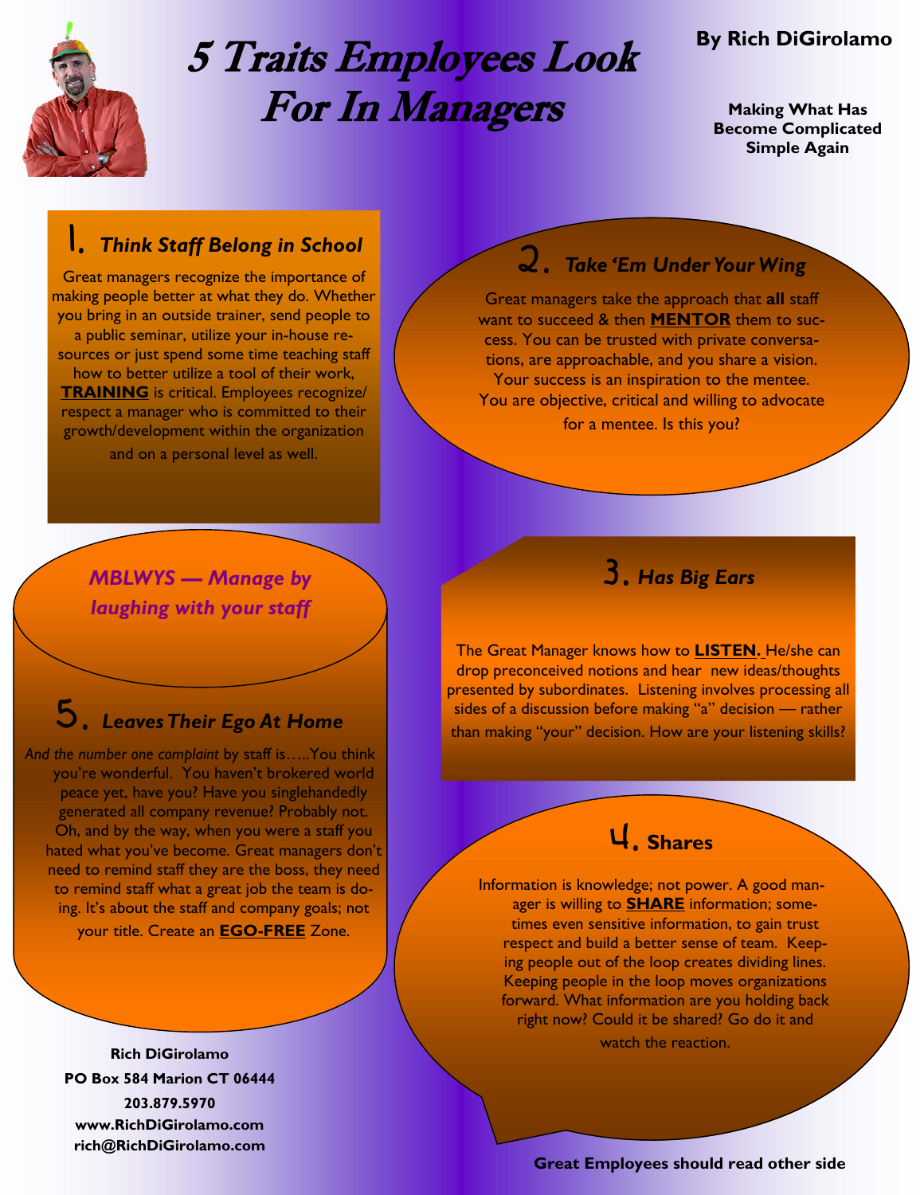# 5 Traits Employees Look For In Managers

**By Rich DiGirolamo**

**Making What Has Become Complicated Simple Again**

## 1. *Think Staff Belong in School*

Great managers recognize the importance of making people better at what they do. Whether you bring in an outside trainer, send people to a public seminar, utilize your in-house resources or just spend some time teaching staff how to better utilize a tool of their work, **TRAINING** is critical. Employees recognize/respect a manager who is committed to their growth/development within the organization and on a personal level as well.

## 2. *Take 'Em Under Your Wing*

Great managers take the approach that **all** staff want to succeed & then **MENTOR** them to success. You can be trusted with private conversations, are approachable, and you share a vision. Your success is an inspiration to the mentee. You are objective, critical and willing to advocate for a mentee. Is this you?

## 3. *Has Big Ears*

The Great Manager knows how to **LISTEN.** He/she can drop preconceived notions and hear new ideas/thoughts presented by subordinates. Listening involves processing all sides of a discussion before making "a" decision — rather than making "your" decision. How are your listening skills?

## 4. Shares

Information is knowledge; not power. A good manager is willing to **SHARE** information; sometimes even sensitive information, to gain trust respect and build a better sense of team. Keeping people out of the loop creates dividing lines. Keeping people in the loop moves organizations forward. What information are you holding back right now? Could it be shared? Go do it and watch the reaction.

***MBLWYS — Manage by laughing with your staff***

## 5. *Leaves Their Ego At Home*

*And the number one complaint* by staff is…..You think you're wonderful. You haven't brokered world peace yet, have you? Have you singlehandedly generated all company revenue? Probably not. Oh, and by the way, when you were a staff you hated what you've become. Great managers don't need to remind staff they are the boss, they need to remind staff what a great job the team is doing. It's about the staff and company goals; not your title. Create an **EGO-FREE** Zone.

**Rich DiGirolamo**
**PO Box 584 Marion CT 06444**
**203.879.5970**
**www.RichDiGirolamo.com**
**rich@RichDiGirolamo.com**

**Great Employees should read other side**